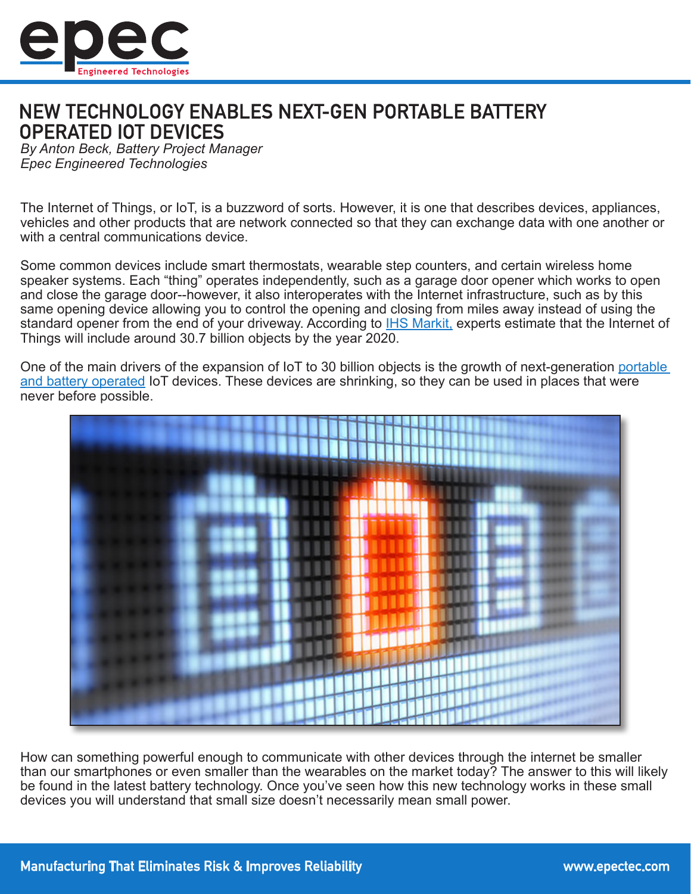# NEW TECHNOLOGY ENABLES NEXT-GEN PORTABLE BATTERY OPERATED IOT DEVICES

*By Anton Beck, Battery Project Manager*
*Epec Engineered Technologies*

The Internet of Things, or IoT, is a buzzword of sorts. However, it is one that describes devices, appliances, vehicles and other products that are network connected so that they can exchange data with one another or with a central communications device.

Some common devices include smart thermostats, wearable step counters, and certain wireless home speaker systems. Each "thing" operates independently, such as a garage door opener which works to open and close the garage door--however, it also interoperates with the Internet infrastructure, such as by this same opening device allowing you to control the opening and closing from miles away instead of using the standard opener from the end of your driveway. According to IHS Markit, experts estimate that the Internet of Things will include around 30.7 billion objects by the year 2020.

One of the main drivers of the expansion of IoT to 30 billion objects is the growth of next-generation portable and battery operated IoT devices. These devices are shrinking, so they can be used in places that were never before possible.

How can something powerful enough to communicate with other devices through the internet be smaller than our smartphones or even smaller than the wearables on the market today? The answer to this will likely be found in the latest battery technology. Once you've seen how this new technology works in these small devices you will understand that small size doesn't necessarily mean small power.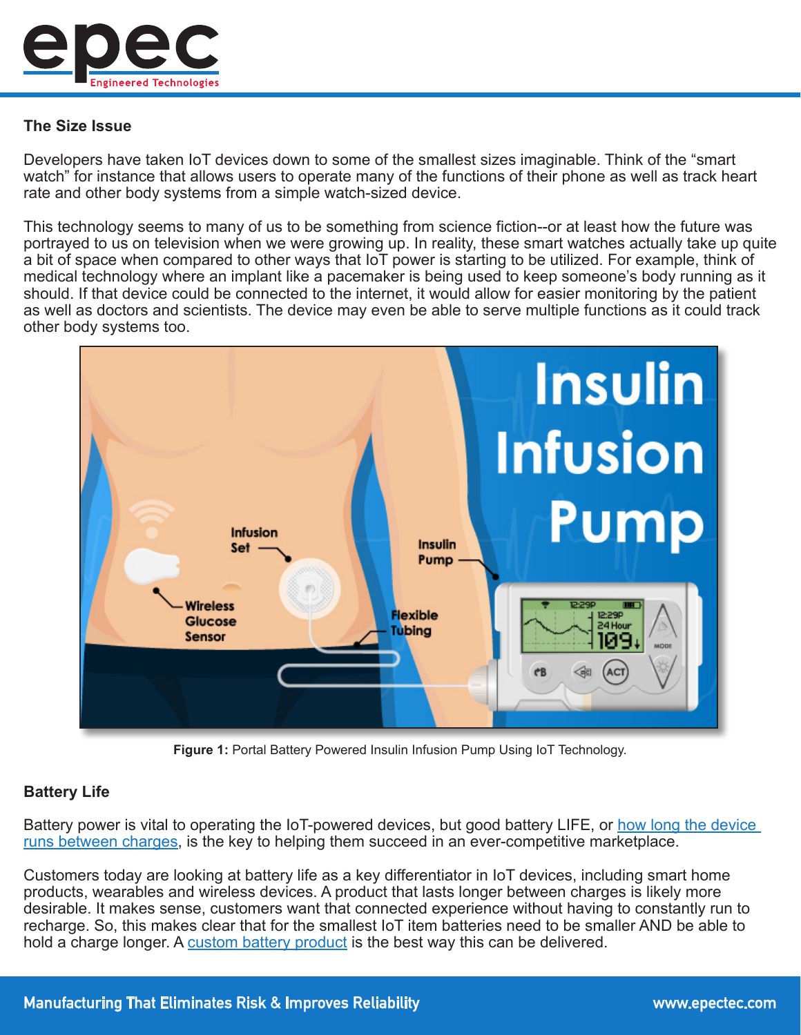### The Size Issue

Developers have taken IoT devices down to some of the smallest sizes imaginable. Think of the "smart watch" for instance that allows users to operate many of the functions of their phone as well as track heart rate and other body systems from a simple watch-sized device.

This technology seems to many of us to be something from science fiction--or at least how the future was portrayed to us on television when we were growing up. In reality, these smart watches actually take up quite a bit of space when compared to other ways that IoT power is starting to be utilized. For example, think of medical technology where an implant like a pacemaker is being used to keep someone's body running as it should. If that device could be connected to the internet, it would allow for easier monitoring by the patient as well as doctors and scientists. The device may even be able to serve multiple functions as it could track other body systems too.

**Figure 1:** Portal Battery Powered Insulin Infusion Pump Using IoT Technology.

### Battery Life

Battery power is vital to operating the IoT-powered devices, but good battery LIFE, or how long the device runs between charges, is the key to helping them succeed in an ever-competitive marketplace.

Customers today are looking at battery life as a key differentiator in IoT devices, including smart home products, wearables and wireless devices. A product that lasts longer between charges is likely more desirable. It makes sense, customers want that connected experience without having to constantly run to recharge. So, this makes clear that for the smallest IoT item batteries need to be smaller AND be able to hold a charge longer. A custom battery product is the best way this can be delivered.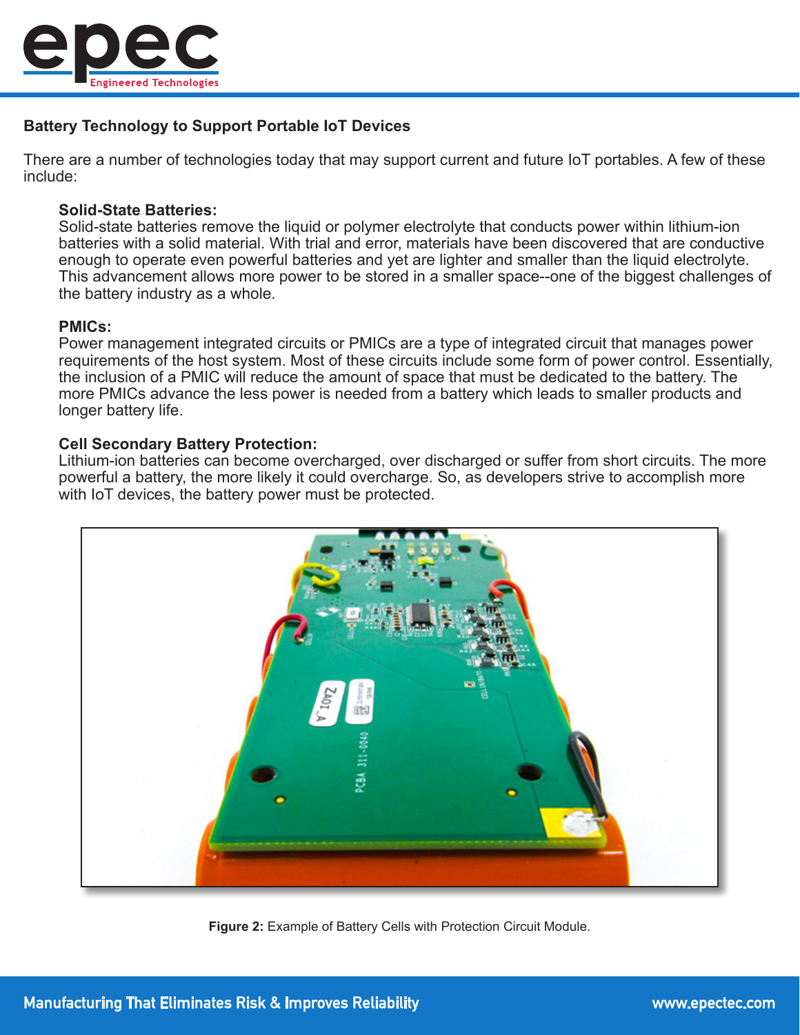## Battery Technology to Support Portable IoT Devices

There are a number of technologies today that may support current and future IoT portables. A few of these include:

**Solid-State Batteries:**
Solid-state batteries remove the liquid or polymer electrolyte that conducts power within lithium-ion batteries with a solid material. With trial and error, materials have been discovered that are conductive enough to operate even powerful batteries and yet are lighter and smaller than the liquid electrolyte. This advancement allows more power to be stored in a smaller space--one of the biggest challenges of the battery industry as a whole.

**PMICs:**
Power management integrated circuits or PMICs are a type of integrated circuit that manages power requirements of the host system. Most of these circuits include some form of power control. Essentially, the inclusion of a PMIC will reduce the amount of space that must be dedicated to the battery. The more PMICs advance the less power is needed from a battery which leads to smaller products and longer battery life.

**Cell Secondary Battery Protection:**
Lithium-ion batteries can become overcharged, over discharged or suffer from short circuits. The more powerful a battery, the more likely it could overcharge. So, as developers strive to accomplish more with IoT devices, the battery power must be protected.

**Figure 2:** Example of Battery Cells with Protection Circuit Module.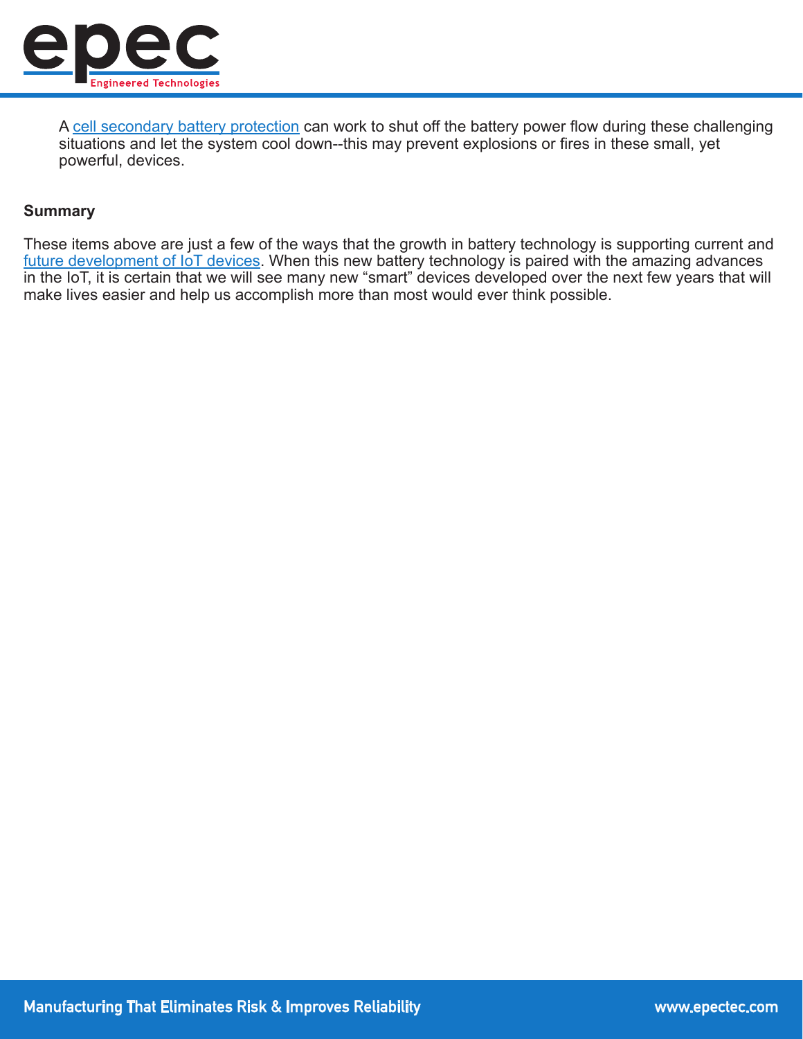A cell secondary battery protection can work to shut off the battery power flow during these challenging situations and let the system cool down--this may prevent explosions or fires in these small, yet powerful, devices.

## Summary

These items above are just a few of the ways that the growth in battery technology is supporting current and future development of IoT devices. When this new battery technology is paired with the amazing advances in the IoT, it is certain that we will see many new “smart” devices developed over the next few years that will make lives easier and help us accomplish more than most would ever think possible.